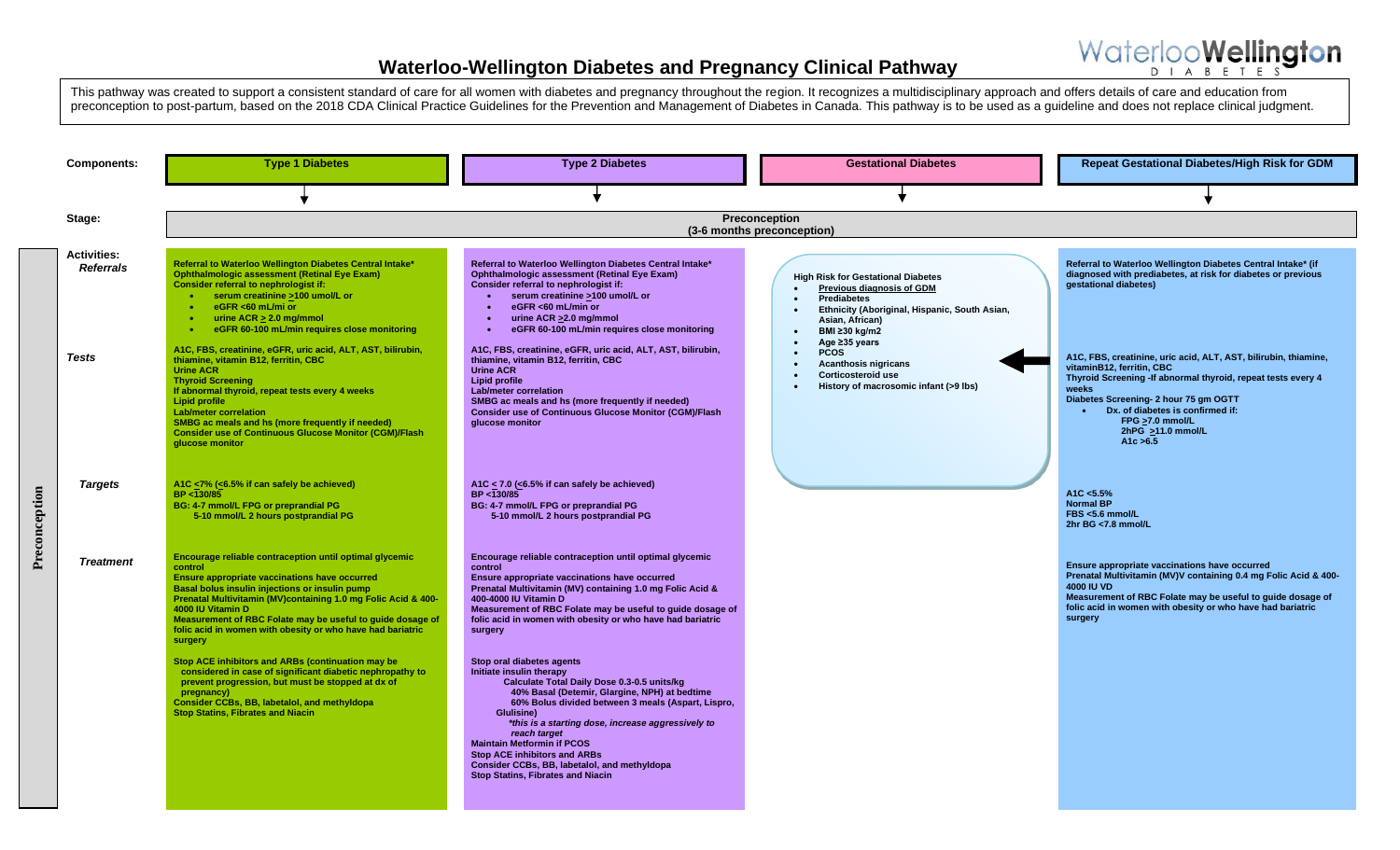# Waterloo-Wellington Diabetes and Pregnancy Clinical Pathway

This pathway was created to support a consistent standard of care for all women with diabetes and pregnancy throughout the region. It recognizes a multidisciplinary approach and offers details of care and education from preconception to post-partum, based on the 2018 CDA Clinical Practice Guidelines for the Prevention and Management of Diabetes in Canada. This pathway is to be used as a guideline and does not replace clinical judgment.

## Stage: Preconception (3-6 months preconception)

### Type 1 Diabetes

**Activities: Referrals**

- Referral to Waterloo Wellington Diabetes Central Intake*
- Ophthalmologic assessment (Retinal Eye Exam)
- Consider referral to nephrologist if:
  - serum creatinine ≥100 umol/L or
  - eGFR <60 mL/mi or
  - urine ACR ≥ 2.0 mg/mmol
  - eGFR 60-100 mL/min requires close monitoring

**Tests**

- A1C, FBS, creatinine, eGFR, uric acid, ALT, AST, bilirubin, thiamine, vitamin B12, ferritin, CBC
- Urine ACR
- Thyroid Screening
- If abnormal thyroid, repeat tests every 4 weeks
- Lipid profile
- Lab/meter correlation
- SMBG ac meals and hs (more frequently if needed)
- Consider use of Continuous Glucose Monitor (CGM)/Flash glucose monitor

**Targets**

- A1C ≤7% (≤6.5% if can safely be achieved)
- BP ≤130/85
- BG: 4-7 mmol/L FPG or preprandial PG
  - 5-10 mmol/L 2 hours postprandial PG

**Treatment**

- Encourage reliable contraception until optimal glycemic control
- Ensure appropriate vaccinations have occurred
- Basal bolus insulin injections or insulin pump
- Prenatal Multivitamin (MV)containing 1.0 mg Folic Acid & 400-4000 IU Vitamin D
- Measurement of RBC Folate may be useful to guide dosage of folic acid in women with obesity or who have had bariatric surgery
- Stop ACE inhibitors and ARBs (continuation may be considered in case of significant diabetic nephropathy to prevent progression, but must be stopped at dx of pregnancy)
- Consider CCBs, BB, labetalol, and methyldopa
- Stop Statins, Fibrates and Niacin

### Type 2 Diabetes

**Activities: Referrals**

- Referral to Waterloo Wellington Diabetes Central Intake*
- Ophthalmologic assessment (Retinal Eye Exam)
- Consider referral to nephrologist if:
  - serum creatinine ≥100 umol/L or
  - eGFR <60 mL/min or
  - urine ACR ≥2.0 mg/mmol
  - eGFR 60-100 mL/min requires close monitoring

**Tests**

- A1C, FBS, creatinine, eGFR, uric acid, ALT, AST, bilirubin, thiamine, vitamin B12, ferritin, CBC
- Urine ACR
- Lipid profile
- Lab/meter correlation
- SMBG ac meals and hs (more frequently if needed)
- Consider use of Continuous Glucose Monitor (CGM)/Flash glucose monitor

**Targets**

- A1C ≤ 7.0 (≤6.5% if can safely be achieved)
- BP ≤130/85
- BG: 4-7 mmol/L FPG or preprandial PG
  - 5-10 mmol/L 2 hours postprandial PG

**Treatment**

- Encourage reliable contraception until optimal glycemic control
- Ensure appropriate vaccinations have occurred
- Prenatal Multivitamin (MV) containing 1.0 mg Folic Acid & 400-4000 IU Vitamin D
- Measurement of RBC Folate may be useful to guide dosage of folic acid in women with obesity or who have had bariatric surgery
- Stop oral diabetes agents
- Initiate insulin therapy
  - Calculate Total Daily Dose 0.3-0.5 units/kg
    - 40% Basal (Detemir, Glargine, NPH) at bedtime
    - 60% Bolus divided between 3 meals (Aspart, Lispro, Glulisine)
    - *\*this is a starting dose, increase aggressively to reach target*
- Maintain Metformin if PCOS
- Stop ACE inhibitors and ARBs
- Consider CCBs, BB, labetalol, and methyldopa
- Stop Statins, Fibrates and Niacin

### Gestational Diabetes

**High Risk for Gestational Diabetes**

- <u>Previous diagnosis of GDM</u>
- Prediabetes
- Ethnicity (Aboriginal, Hispanic, South Asian, Asian, African)
- BMI ≥30 kg/m2
- Age ≥35 years
- PCOS
- Acanthosis nigricans
- Corticosteroid use
- History of macrosomic infant (>9 lbs)

### Repeat Gestational Diabetes/High Risk for GDM

**Activities: Referrals**

- Referral to Waterloo Wellington Diabetes Central Intake* (if diagnosed with prediabetes, at risk for diabetes or previous gestational diabetes)

**Tests**

- A1C, FBS, creatinine, uric acid, ALT, AST, bilirubin, thiamine, vitaminB12, ferritin, CBC
- Thyroid Screening -If abnormal thyroid, repeat tests every 4 weeks
- Diabetes Screening- 2 hour 75 gm OGTT
  - Dx. of diabetes is confirmed if:
    - FPG ≥7.0 mmol/L
    - 2hPG ≥11.0 mmol/L
    - A1c >6.5

**Targets**

- A1C <5.5%
- Normal BP
- FBS <5.6 mmol/L
- 2hr BG <7.8 mmol/L

**Treatment**

- Ensure appropriate vaccinations have occurred
- Prenatal Multivitamin (MV)V containing 0.4 mg Folic Acid & 400-4000 IU VD
- Measurement of RBC Folate may be useful to guide dosage of folic acid in women with obesity or who have had bariatric surgery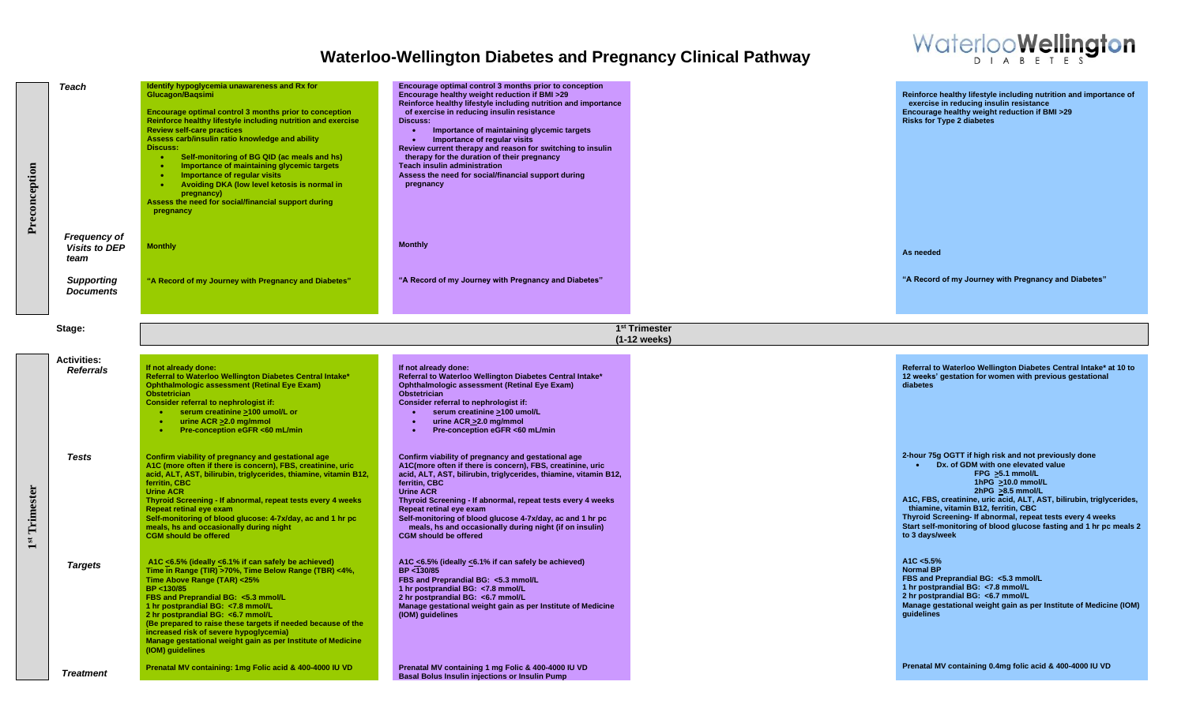# Waterloo-Wellington Diabetes and Pregnancy Clinical Pathway

## Preconception

| | | Column 1 | Column 2 | Column 3 | Column 4 |
|---|---|---|---|---|---|
| **Preconception** | ***Teach*** | **Identify hypoglycemia unawareness and Rx for Glucagon/Baqsimi**<br><br>**Encourage optimal control 3 months prior to conception**<br>**Reinforce healthy lifestyle including nutrition and exercise**<br>**Review self-care practices**<br>**Assess carb/insulin ratio knowledge and ability**<br>**Discuss:**<br>• **Self-monitoring of BG QID (ac meals and hs)**<br>• **Importance of maintaining glycemic targets**<br>• **Importance of regular visits**<br>• **Avoiding DKA (low level ketosis is normal in pregnancy)**<br>**Assess the need for social/financial support during pregnancy** | **Encourage optimal control 3 months prior to conception**<br>**Encourage healthy weight reduction if BMI >29**<br>**Reinforce healthy lifestyle including nutrition and importance of exercise in reducing insulin resistance**<br>**Discuss:**<br>• **Importance of maintaining glycemic targets**<br>• **Importance of regular visits**<br>**Review current therapy and reason for switching to insulin therapy for the duration of their pregnancy**<br>**Teach insulin administration**<br>**Assess the need for social/financial support during pregnancy** | | **Reinforce healthy lifestyle including nutrition and importance of exercise in reducing insulin resistance**<br>**Encourage healthy weight reduction if BMI >29**<br>**Risks for Type 2 diabetes** |
| | ***Frequency of Visits to DEP team*** | **Monthly** | **Monthly** | | **As needed** |
| | ***Supporting Documents*** | **"A Record of my Journey with Pregnancy and Diabetes"** | **"A Record of my Journey with Pregnancy and Diabetes"** | | **"A Record of my Journey with Pregnancy and Diabetes"** |

## Stage: 1st Trimester (1-12 weeks)

| | Activities: | Column 1 | Column 2 | Column 3 | Column 4 |
|---|---|---|---|---|---|
| **1st Trimester** | ***Referrals*** | **If not already done:**<br>**Referral to Waterloo Wellington Diabetes Central Intake***<br>**Ophthalmologic assessment (Retinal Eye Exam)**<br>**Obstetrician**<br>**Consider referral to nephrologist if:**<br>• **serum creatinine ≥100 umol/L or**<br>• **urine ACR ≥2.0 mg/mmol**<br>• **Pre-conception eGFR <60 mL/min** | **If not already done:**<br>**Referral to Waterloo Wellington Diabetes Central Intake***<br>**Ophthalmologic assessment (Retinal Eye Exam)**<br>**Obstetrician**<br>**Consider referral to nephrologist if:**<br>• **serum creatinine ≥100 umol/L**<br>• **urine ACR ≥2.0 mg/mmol**<br>• **Pre-conception eGFR <60 mL/min** | | **Referral to Waterloo Wellington Diabetes Central Intake* at 10 to 12 weeks' gestation for women with previous gestational diabetes** |
| | ***Tests*** | **Confirm viability of pregnancy and gestational age**<br>**A1C (more often if there is concern), FBS, creatinine, uric acid, ALT, AST, bilirubin, triglycerides, thiamine, vitamin B12, ferritin, CBC**<br>**Urine ACR**<br>**Thyroid Screening - If abnormal, repeat tests every 4 weeks**<br>**Repeat retinal eye exam**<br>**Self-monitoring of blood glucose: 4-7x/day, ac and 1 hr pc meals, hs and occasionally during night**<br>**CGM should be offered** | **Confirm viability of pregnancy and gestational age**<br>**A1C(more often if there is concern), FBS, creatinine, uric acid, ALT, AST, bilirubin, triglycerides, thiamine, vitamin B12, ferritin, CBC**<br>**Urine ACR**<br>**Thyroid Screening - If abnormal, repeat tests every 4 weeks**<br>**Repeat retinal eye exam**<br>**Self-monitoring of blood glucose 4-7x/day, ac and 1 hr pc meals, hs and occasionally during night (if on insulin)**<br>**CGM should be offered** | | **2-hour 75g OGTT if high risk and not previously done**<br>• **Dx. of GDM with one elevated value**<br>**FPG ≥5.1 mmol/L**<br>**1hPG ≥10.0 mmol/L**<br>**2hPG ≥8.5 mmol/L**<br>**A1C, FBS, creatinine, uric acid, ALT, AST, bilirubin, triglycerides, thiamine, vitamin B12, ferritin, CBC**<br>**Thyroid Screening- If abnormal, repeat tests every 4 weeks**<br>**Start self-monitoring of blood glucose fasting and 1 hr pc meals 2 to 3 days/week** |
| | ***Targets*** | **A1C ≤6.5% (ideally ≤6.1% if can safely be achieved)**<br>**Time in Range (TIR) >70%, Time Below Range (TBR) <4%, Time Above Range (TAR) <25%**<br>**BP <130/85**<br>**FBS and Preprandial BG: <5.3 mmol/L**<br>**1 hr postprandial BG: <7.8 mmol/L**<br>**2 hr postprandial BG: <6.7 mmol/L**<br>**(Be prepared to raise these targets if needed because of the increased risk of severe hypoglycemia)**<br>**Manage gestational weight gain as per Institute of Medicine (IOM) guidelines** | **A1C ≤6.5% (ideally ≤6.1% if can safely be achieved)**<br>**BP <130/85**<br>**FBS and Preprandial BG: <5.3 mmol/L**<br>**1 hr postprandial BG: <7.8 mmol/L**<br>**2 hr postprandial BG: <6.7 mmol/L**<br>**Manage gestational weight gain as per Institute of Medicine (IOM) guidelines** | | **A1C <5.5%**<br>**Normal BP**<br>**FBS and Preprandial BG: <5.3 mmol/L**<br>**1 hr postprandial BG: <7.8 mmol/L**<br>**2 hr postprandial BG: <6.7 mmol/L**<br>**Manage gestational weight gain as per Institute of Medicine (IOM) guidelines** |
| | ***Treatment*** | **Prenatal MV containing: 1mg Folic acid & 400-4000 IU VD** | **Prenatal MV containing 1 mg Folic & 400-4000 IU VD**<br>**Basal Bolus Insulin injections or Insulin Pump** | | **Prenatal MV containing 0.4mg folic acid & 400-4000 IU VD** |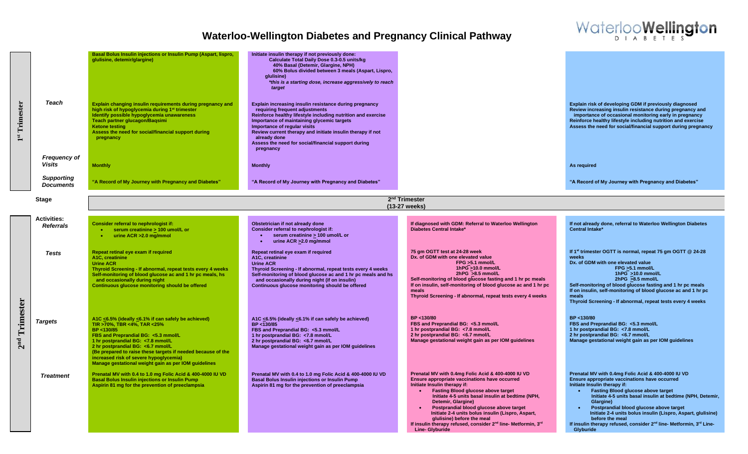# Waterloo-Wellington Diabetes and Pregnancy Clinical Pathway

## 1st Trimester

| | Column 1 (green) | Column 2 (purple) | Column 3 (pink) | Column 4 (blue) |
|---|---|---|---|---|
| | Basal Bolus Insulin injections or Insulin Pump (Aspart, lispro, glulisine, detemir/glargine) | Initiate insulin therapy if not previously done:<br>Calculate Total Daily Dose 0.3-0.5 units/kg<br>40% Basal (Detemir, Glargine, NPH)<br>60% Bolus divided between 3 meals (Aspart, Lispro, glulisine)<br>*this is a starting dose, increase aggressively to reach target* | | |
| *Teach* | Explain changing insulin requirements during pregnancy and high risk of hypoglycemia during 1st trimester<br>Identify possible hypoglycemia unawareness<br>Teach partner glucagon/Baqsimi<br>Ketone testing<br>Assess the need for social/financial support during pregnancy | Explain increasing insulin resistance during pregnancy requiring frequent adjustments<br>Reinforce healthy lifestyle including nutrition and exercise<br>Importance of maintaining glycemic targets<br>Importance of regular visits<br>Review current therapy and initiate insulin therapy if not already done<br>Assess the need for social/financial support during pregnancy | | Explain risk of developing GDM if previously diagnosed<br>Review increasing insulin resistance during pregnancy and importance of occasional monitoring early in pregnancy<br>Reinforce healthy lifestyle including nutrition and exercise<br>Assess the need for social/financial support during pregnancy |
| *Frequency of Visits* | Monthly | Monthly | | As required |
| *Supporting Documents* | "A Record of My Journey with Pregnancy and Diabetes" | "A Record of My Journey with Pregnancy and Diabetes" | | "A Record of My Journey with Pregnancy and Diabetes" |

## 2nd Trimester

| Stage | 2nd Trimester (13-27 weeks) | | | |
|---|---|---|---|---|
| **Activities:** *Referrals* | Consider referral to nephrologist if:<br>• serum creatinine ≥ 100 umol/L or<br>• urine ACR >2.0 mg/mmol | Obstetrician if not already done<br>Consider referral to nephrologist if:<br>• serum creatinine ≥ 100 umol/L or<br>• urine ACR ≥2.0 mg/mmol | If diagnosed with GDM: Referral to Waterloo Wellington Diabetes Central Intake* | If not already done, referral to Waterloo Wellington Diabetes Central Intake* |
| *Tests* | Repeat retinal eye exam if required<br>A1C, creatinine<br>Urine ACR<br>Thyroid Screening - If abnormal, repeat tests every 4 weeks<br>Self-monitoring of blood glucose ac and 1 hr pc meals, hs and occasionally during night<br>Continuous glucose monitoring should be offered | Repeat retinal eye exam if required<br>A1C, creatinine<br>Urine ACR<br>Thyroid Screening - If abnormal, repeat tests every 4 weeks<br>Self-monitoring of blood glucose ac and 1 hr pc meals and hs and occasionally during night (if on insulin)<br>Continuous glucose monitoring should be offered | 75 gm OGTT test at 24-28 week<br>Dx. of GDM with one elevated value<br>FPG ≥5.1 mmol/L<br>1hPG ≥10.0 mmol/L<br>2hPG ≥8.5 mmol/L<br>Self-monitoring of blood glucose fasting and 1 hr pc meals<br>If on insulin, self-monitoring of blood glucose ac and 1 hr pc meals<br>Thyroid Screening - If abnormal, repeat tests every 4 weeks | If 1st trimester OGTT is normal, repeat 75 gm OGTT @ 24-28 weeks<br>Dx. of GDM with one elevated value<br>FPG ≥5.1 mmol/L<br>1hPG ≥10.0 mmol/L<br>2hPG ≥8.5 mmol/L<br>Self-monitoring of blood glucose fasting and 1 hr pc meals<br>If on insulin, self-monitoring of blood glucose ac and 1 hr pc meals<br>Thyroid Screening - If abnormal, repeat tests every 4 weeks |
| *Targets* | A1C ≤6.5% (ideally ≤6.1% if can safely be achieved)<br>TIR >70%, TBR <4%, TAR <25%<br>BP <130/85<br>FBS and Preprandial BG: <5.3 mmol/L<br>1 hr postprandial BG: <7.8 mmol/L<br>2 hr postprandial BG: <6.7 mmol/L<br>(Be prepared to raise these targets if needed because of the increased risk of severe hypoglycemia)<br>Manage gestational weight gain as per IOM guidelines | A1C ≤6.5% (ideally ≤6.1% if can safely be achieved)<br>BP <130/85<br>FBS and Preprandial BG: <5.3 mmol/L<br>1 hr postprandial BG: <7.8 mmol/L<br>2 hr postprandial BG: <6.7 mmol/L<br>Manage gestational weight gain as per IOM guidelines | BP <130/80<br>FBS and Preprandial BG: <5.3 mmol/L<br>1 hr postprandial BG: <7.8 mmol/L<br>2 hr postprandial BG: <6.7 mmol/L<br>Manage gestational weight gain as per IOM guidelines | BP <130/80<br>FBS and Preprandial BG: <5.3 mmol/L<br>1 hr postprandial BG: <7.8 mmol/L<br>2 hr postprandial BG: <6.7 mmol/L<br>Manage gestational weight gain as per IOM guidelines |
| *Treatment* | Prenatal MV with 0.4 to 1.0 mg Folic Acid & 400-4000 IU VD<br>Basal Bolus Insulin injections or Insulin Pump<br>Aspirin 81 mg for the prevention of preeclampsia | Prenatal MV with 0.4 to 1.0 mg Folic Acid & 400-4000 IU VD<br>Basal Bolus Insulin injections or Insulin Pump<br>Aspirin 81 mg for the prevention of preeclampsia | Prenatal MV with 0.4mg Folic Acid & 400-4000 IU VD<br>Ensure appropriate vaccinations have occurred<br>Initiate Insulin therapy if:<br>• Fasting Blood glucose above target<br>Initiate 4-5 units basal insulin at bedtime (NPH, Detemir, Glargine)<br>• Postprandial blood glucose above target<br>Initiate 2-4 units bolus insulin (Lispro, Aspart, glulisine) before the meal<br>If insulin therapy refused, consider 2nd line- Metformin, 3rd Line- Glyburide | Prenatal MV with 0.4mg Folic Acid & 400-4000 IU VD<br>Ensure appropriate vaccinations have occurred<br>Initiate Insulin therapy if:<br>• Fasting Blood glucose above target<br>Initiate 4-5 units basal insulin at bedtime (NPH, Detemir, Glargine)<br>• Postprandial blood glucose above target<br>Initiate 2-4 units bolus insulin (Lispro, Aspart, glulisine) before the meal<br>If insulin therapy refused, consider 2nd line- Metformin, 3rd Line- Glyburide |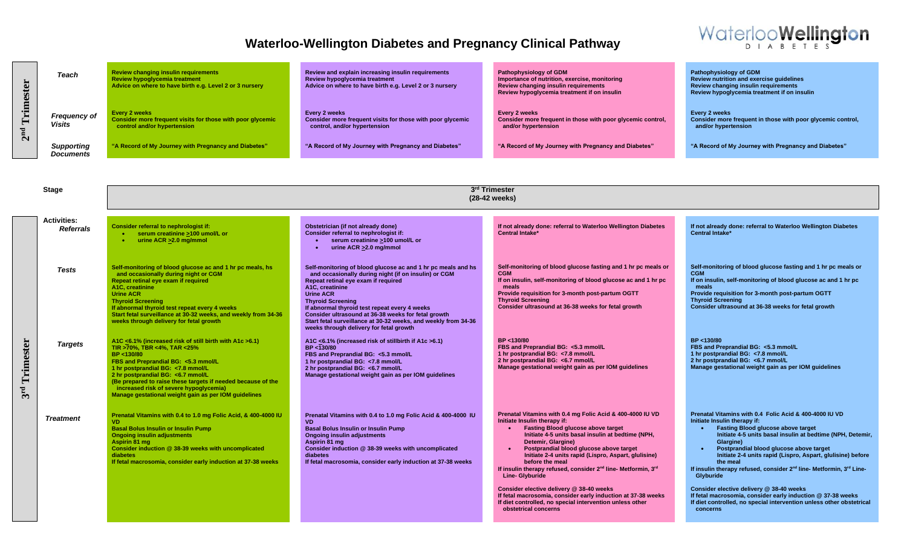# Waterloo-Wellington Diabetes and Pregnancy Clinical Pathway

| 2nd Trimester | | | | | |
|---|---|---|---|---|---|
| | **Teach** | Review changing insulin requirements<br>Review hypoglycemia treatment<br>Advice on where to have birth e.g. Level 2 or 3 nursery | Review and explain increasing insulin requirements<br>Review hypoglycemia treatment<br>Advice on where to have birth e.g. Level 2 or 3 nursery | Pathophysiology of GDM<br>Importance of nutrition, exercise, monitoring<br>Review changing insulin requirements<br>Review hypoglycemia treatment if on insulin | Pathophysiology of GDM<br>Review nutrition and exercise guidelines<br>Review changing insulin requirements<br>Review hypoglycemia treatment if on insulin |
| | **Frequency of Visits** | Every 2 weeks<br>Consider more frequent visits for those with poor glycemic control and/or hypertension | Every 2 weeks<br>Consider more frequent visits for those with poor glycemic control, and/or hypertension | Every 2 weeks<br>Consider more frequent in those with poor glycemic control, and/or hypertension | Every 2 weeks<br>Consider more frequent in those with poor glycemic control, and/or hypertension |
| | **Supporting Documents** | "A Record of My Journey with Pregnancy and Diabetes" | "A Record of My Journey with Pregnancy and Diabetes" | "A Record of My Journey with Pregnancy and Diabetes" | "A Record of My Journey with Pregnancy and Diabetes" |

| **Stage** | **3rd Trimester (28-42 weeks)** | | | |
|---|---|---|---|---|

| 3rd Trimester | | | | | |
|---|---|---|---|---|---|
| | **Activities: Referrals** | Consider referral to nephrologist if:<br>• serum creatinine ≥100 umol/L or<br>• urine ACR ≥2.0 mg/mmol | Obstetrician (if not already done)<br>Consider referral to nephrologist if:<br>• serum creatinine ≥100 umol/L or<br>• urine ACR ≥2.0 mg/mmol | If not already done: referral to Waterloo Wellington Diabetes Central Intake* | If not already done: referral to Waterloo Wellington Diabetes Central Intake* |
| | **Tests** | Self-monitoring of blood glucose ac and 1 hr pc meals, hs and occasionally during night or CGM<br>Repeat retinal eye exam if required<br>A1C, creatinine<br>Urine ACR<br>Thyroid Screening<br>If abnormal thyroid test repeat every 4 weeks<br>Start fetal surveillance at 30-32 weeks, and weekly from 34-36 weeks through delivery for fetal growth | Self-monitoring of blood glucose ac and 1 hr pc meals and hs and occasionally during night (if on insulin) or CGM<br>Repeat retinal eye exam if required<br>A1C, creatinine<br>Urine ACR<br>Thyroid Screening<br>If abnormal thyroid test repeat every 4 weeks<br>Consider ultrasound at 36-38 weeks for fetal growth<br>Start fetal surveillance at 30-32 weeks, and weekly from 34-36 weeks through delivery for fetal growth | Self-monitoring of blood glucose fasting and 1 hr pc meals or CGM<br>If on insulin, self-monitoring of blood glucose ac and 1 hr pc meals<br>Provide requisition for 3-month post-partum OGTT<br>Thyroid Screening<br>Consider ultrasound at 36-38 weeks for fetal growth | Self-monitoring of blood glucose fasting and 1 hr pc meals or CGM<br>If on insulin, self-monitoring of blood glucose ac and 1 hr pc meals<br>Provide requisition for 3-month post-partum OGTT<br>Thyroid Screening<br>Consider ultrasound at 36-38 weeks for fetal growth |
| | **Targets** | A1C ≤6.1% (increased risk of still birth with A1c >6.1)<br>TIR >70%, TBR <4%, TAR <25%<br>BP <130/80<br>FBS and Preprandial BG: <5.3 mmol/L<br>1 hr postprandial BG: <7.8 mmol/L<br>2 hr postprandial BG: <6.7 mmol/L<br>(Be prepared to raise these targets if needed because of the increased risk of severe hypoglycemia)<br>Manage gestational weight gain as per IOM guidelines | A1C ≤6.1% (increased risk of stillbirth if A1c >6.1)<br>BP <130/80<br>FBS and Preprandial BG: <5.3 mmol/L<br>1 hr postprandial BG: <7.8 mmol/L<br>2 hr postprandial BG: <6.7 mmol/L<br>Manage gestational weight gain as per IOM guidelines | BP <130/80<br>FBS and Preprandial BG: <5.3 mmol/L<br>1 hr postprandial BG: <7.8 mmol/L<br>2 hr postprandial BG: <6.7 mmol/L<br>Manage gestational weight gain as per IOM guidelines | BP <130/80<br>FBS and Preprandial BG: <5.3 mmol/L<br>1 hr postprandial BG: <7.8 mmol/L<br>2 hr postprandial BG: <6.7 mmol/L<br>Manage gestational weight gain as per IOM guidelines |
| | **Treatment** | Prenatal Vitamins with 0.4 to 1.0 mg Folic Acid, & 400-4000 IU VD<br>Basal Bolus Insulin or Insulin Pump<br>Ongoing insulin adjustments<br>Aspirin 81 mg<br>Consider induction @ 38-39 weeks with uncomplicated diabetes<br>If fetal macrosomia, consider early induction at 37-38 weeks | Prenatal Vitamins with 0.4 to 1.0 mg Folic Acid & 400-4000 IU VD<br>Basal Bolus Insulin or Insulin Pump<br>Ongoing insulin adjustments<br>Aspirin 81 mg<br>Consider induction @ 38-39 weeks with uncomplicated diabetes<br>If fetal macrosomia, consider early induction at 37-38 weeks | Prenatal Vitamins with 0.4 mg Folic Acid & 400-4000 IU VD<br>Initiate Insulin therapy if:<br>• Fasting Blood glucose above target<br>Initiate 4-5 units basal insulin at bedtime (NPH, Detemir, Glargine)<br>• Postprandial blood glucose above target<br>Initiate 2-4 units rapid (Lispro, Aspart, glulisine) before the meal<br>If insulin therapy refused, consider 2nd line- Metformin, 3rd Line- Glyburide<br><br>Consider elective delivery @ 38-40 weeks<br>If fetal macrosomia, consider early induction at 37-38 weeks<br>If diet controlled, no special intervention unless other obstetrical concerns | Prenatal Vitamins with 0.4 Folic Acid & 400-4000 IU VD<br>Initiate Insulin therapy if:<br>• Fasting Blood glucose above target<br>Initiate 4-5 units basal insulin at bedtime (NPH, Detemir, Glargine)<br>• Postprandial blood glucose above target<br>Initiate 2-4 units rapid (Lispro, Aspart, glulisine) before the meal<br>If insulin therapy refused, consider 2nd line- Metformin, 3rd Line- Glyburide<br><br>Consider elective delivery @ 38-40 weeks<br>If fetal macrosomia, consider early induction at 37-38 weeks<br>If diet controlled, no special intervention unless other obstetrical concerns |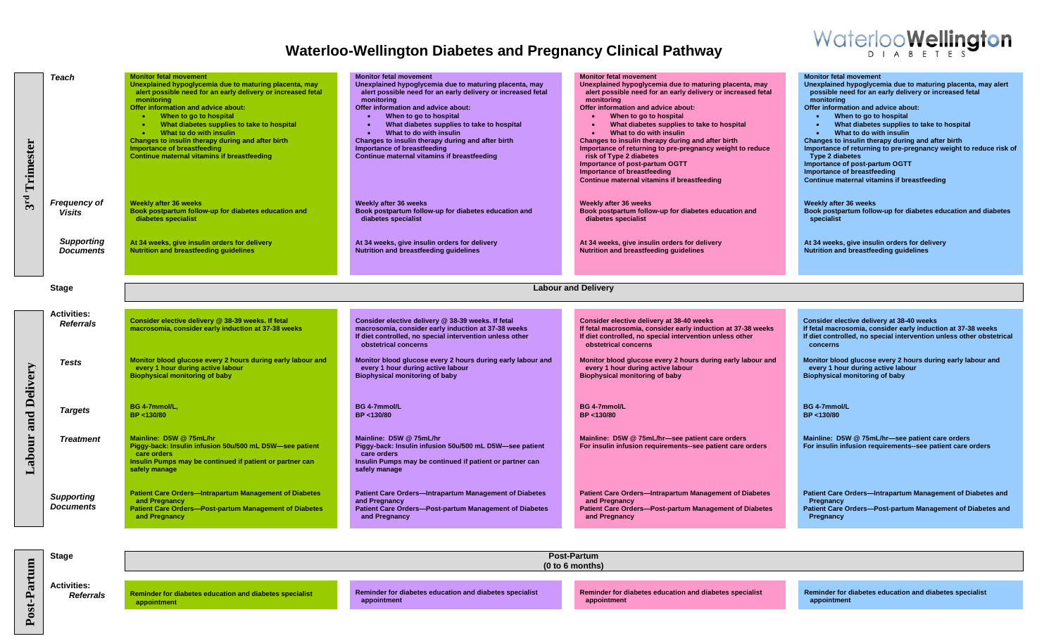# Waterloo-Wellington Diabetes and Pregnancy Clinical Pathway

WaterlooWellington DIABETES

## 3rd Trimester

| | | | | |
|---|---|---|---|---|
| ***Teach*** | Monitor fetal movement<br>Unexplained hypoglycemia due to maturing placenta, may alert possible need for an early delivery or increased fetal monitoring<br>Offer information and advice about:<br>• When to go to hospital<br>• What diabetes supplies to take to hospital<br>• What to do with insulin<br>Changes to insulin therapy during and after birth<br>Importance of breastfeeding<br>Continue maternal vitamins if breastfeeding | Monitor fetal movement<br>Unexplained hypoglycemia due to maturing placenta, may alert possible need for an early delivery or increased fetal monitoring<br>Offer information and advice about:<br>• When to go to hospital<br>• What diabetes supplies to take to hospital<br>• What to do with insulin<br>Changes to insulin therapy during and after birth<br>Importance of breastfeeding<br>Continue maternal vitamins if breastfeeding | Monitor fetal movement<br>Unexplained hypoglycemia due to maturing placenta, may alert possible need for an early delivery or increased fetal monitoring<br>Offer information and advice about:<br>• When to go to hospital<br>• What diabetes supplies to take to hospital<br>• What to do with insulin<br>Changes to insulin therapy during and after birth<br>Importance of returning to pre-pregnancy weight to reduce risk of Type 2 diabetes<br>Importance of post-partum OGTT<br>Importance of breastfeeding<br>Continue maternal vitamins if breastfeeding | Monitor fetal movement<br>Unexplained hypoglycemia due to maturing placenta, may alert possible need for an early delivery or increased fetal monitoring<br>Offer information and advice about:<br>• When to go to hospital<br>• What diabetes supplies to take to hospital<br>• What to do with insulin<br>Changes to insulin therapy during and after birth<br>Importance of returning to pre-pregnancy weight to reduce risk of Type 2 diabetes<br>Importance of post-partum OGTT<br>Importance of breastfeeding<br>Continue maternal vitamins if breastfeeding |
| ***Frequency of Visits*** | Weekly after 36 weeks<br>Book postpartum follow-up for diabetes education and diabetes specialist | Weekly after 36 weeks<br>Book postpartum follow-up for diabetes education and diabetes specialist | Weekly after 36 weeks<br>Book postpartum follow-up for diabetes education and diabetes specialist | Weekly after 36 weeks<br>Book postpartum follow-up for diabetes education and diabetes specialist |
| ***Supporting Documents*** | At 34 weeks, give insulin orders for delivery<br>Nutrition and breastfeeding guidelines | At 34 weeks, give insulin orders for delivery<br>Nutrition and breastfeeding guidelines | At 34 weeks, give insulin orders for delivery<br>Nutrition and breastfeeding guidelines | At 34 weeks, give insulin orders for delivery<br>Nutrition and breastfeeding guidelines |

## Labour and Delivery

**Stage:** Labour and Delivery

| | | | | |
|---|---|---|---|---|
| ***Activities: Referrals*** | Consider elective delivery @ 38-39 weeks. If fetal macrosomia, consider early induction at 37-38 weeks | Consider elective delivery @ 38-39 weeks. If fetal macrosomia, consider early induction at 37-38 weeks<br>If diet controlled, no special intervention unless other obstetrical concerns | Consider elective delivery at 38-40 weeks<br>If fetal macrosomia, consider early induction at 37-38 weeks<br>If diet controlled, no special intervention unless other obstetrical concerns | Consider elective delivery at 38-40 weeks<br>If fetal macrosomia, consider early induction at 37-38 weeks<br>If diet controlled, no special intervention unless other obstetrical concerns |
| ***Tests*** | Monitor blood glucose every 2 hours during early labour and every 1 hour during active labour<br>Biophysical monitoring of baby | Monitor blood glucose every 2 hours during early labour and every 1 hour during active labour<br>Biophysical monitoring of baby | Monitor blood glucose every 2 hours during early labour and every 1 hour during active labour<br>Biophysical monitoring of baby | Monitor blood glucose every 2 hours during early labour and every 1 hour during active labour<br>Biophysical monitoring of baby |
| ***Targets*** | BG 4-7mmol/L,<br>BP <130/80 | BG 4-7mmol/L<br>BP <130/80 | BG 4-7mmol/L<br>BP <130/80 | BG 4-7mmol/L<br>BP <130/80 |
| ***Treatment*** | Mainline: D5W @ 75mL/hr<br>Piggy-back: Insulin infusion 50u/500 mL D5W—see patient care orders<br>Insulin Pumps may be continued if patient or partner can safely manage | Mainline: D5W @ 75mL/hr<br>Piggy-back: Insulin infusion 50u/500 mL D5W—see patient care orders<br>Insulin Pumps may be continued if patient or partner can safely manage | Mainline: D5W @ 75mL/hr—see patient care orders<br>For insulin infusion requirements--see patient care orders | Mainline: D5W @ 75mL/hr—see patient care orders<br>For insulin infusion requirements--see patient care orders |
| ***Supporting Documents*** | Patient Care Orders—Intrapartum Management of Diabetes and Pregnancy<br>Patient Care Orders—Post-partum Management of Diabetes and Pregnancy | Patient Care Orders—Intrapartum Management of Diabetes and Pregnancy<br>Patient Care Orders—Post-partum Management of Diabetes and Pregnancy | Patient Care Orders—Intrapartum Management of Diabetes and Pregnancy<br>Patient Care Orders—Post-partum Management of Diabetes and Pregnancy | Patient Care Orders—Intrapartum Management of Diabetes and Pregnancy<br>Patient Care Orders—Post-partum Management of Diabetes and Pregnancy |

## Post-Partum

**Stage:** Post-Partum (0 to 6 months)

| | | | | |
|---|---|---|---|---|
| ***Activities: Referrals*** | Reminder for diabetes education and diabetes specialist appointment | Reminder for diabetes education and diabetes specialist appointment | Reminder for diabetes education and diabetes specialist appointment | Reminder for diabetes education and diabetes specialist appointment |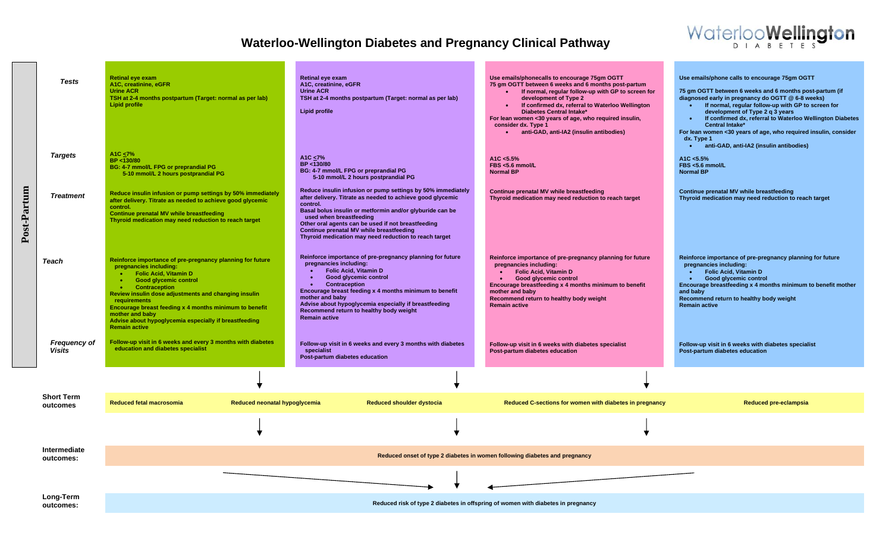# Waterloo-Wellington Diabetes and Pregnancy Clinical Pathway

WaterlooWellington DIABETES

## Post-Partum

| | | | | |
|---|---|---|---|---|
| **Tests** | Retinal eye exam<br>A1C, creatinine, eGFR<br>Urine ACR<br>TSH at 2-4 months postpartum (Target: normal as per lab)<br>Lipid profile | Retinal eye exam<br>A1C, creatinine, eGFR<br>Urine ACR<br>TSH at 2-4 months postpartum (Target: normal as per lab)<br><br>Lipid profile | Use emails/phonecalls to encourage 75gm OGTT<br>75 gm OGTT between 6 weeks and 6 months post-partum<br>• If normal, regular follow-up with GP to screen for development of Type 2<br>• If confirmed dx, referral to Waterloo Wellington Diabetes Central Intake*<br>For lean women <30 years of age, who required insulin, consider dx. Type 1<br>• anti-GAD, anti-IA2 (insulin antibodies) | Use emails/phone calls to encourage 75gm OGTT<br><br>75 gm OGTT between 6 weeks and 6 months post-partum (if diagnosed early in pregnancy do OGTT @ 6-8 weeks)<br>• If normal, regular follow-up with GP to screen for development of Type 2 q 3 years<br>• If confirmed dx, referral to Waterloo Wellington Diabetes Central Intake*<br>For lean women <30 years of age, who required insulin, consider dx. Type 1<br>• anti-GAD, anti-IA2 (insulin antibodies) |
| **Targets** | A1C <u><</u>7%<br>BP <130/80<br>BG: 4-7 mmol/L FPG or preprandial PG<br>5-10 mmol/L 2 hours postprandial PG | A1C <u><</u>7%<br>BP <130/80<br>BG: 4-7 mmol/L FPG or preprandial PG<br>5-10 mmol/L 2 hours postprandial PG | A1C <5.5%<br>FBS <5.6 mmol/L<br>Normal BP | A1C <5.5%<br>FBS <5.6 mmol/L<br>Normal BP |
| **Treatment** | Reduce insulin infusion or pump settings by 50% immediately after delivery. Titrate as needed to achieve good glycemic control.<br>Continue prenatal MV while breastfeeding<br>Thyroid medication may need reduction to reach target | Reduce insulin infusion or pump settings by 50% immediately after delivery. Titrate as needed to achieve good glycemic control.<br>Basal bolus insulin or metformin and/or glyburide can be used when breastfeeding<br>Other oral agents can be used if not breastfeeding<br>Continue prenatal MV while breastfeeding<br>Thyroid medication may need reduction to reach target | Continue prenatal MV while breastfeeding<br>Thyroid medication may need reduction to reach target | Continue prenatal MV while breastfeeding<br>Thyroid medication may need reduction to reach target |
| **Teach** | Reinforce importance of pre-pregnancy planning for future pregnancies including:<br>• Folic Acid, Vitamin D<br>• Good glycemic control<br>• Contraception<br>Review insulin dose adjustments and changing insulin requirements<br>Encourage breast feeding x 4 months minimum to benefit mother and baby<br>Advise about hypoglycemia especially if breastfeeding<br>Remain active | Reinforce importance of pre-pregnancy planning for future pregnancies including:<br>• Folic Acid, Vitamin D<br>• Good glycemic control<br>• Contraception<br>Encourage breast feeding x 4 months minimum to benefit mother and baby<br>Advise about hypoglycemia especially if breastfeeding<br>Recommend return to healthy body weight<br>Remain active | Reinforce importance of pre-pregnancy planning for future pregnancies including:<br>• Folic Acid, Vitamin D<br>• Good glycemic control<br>Encourage breastfeeding x 4 months minimum to benefit mother and baby<br>Recommend return to healthy body weight<br>Remain active | Reinforce importance of pre-pregnancy planning for future pregnancies including:<br>• Folic Acid, Vitamin D<br>• Good glycemic control<br>Encourage breastfeeding x 4 months minimum to benefit mother and baby<br>Recommend return to healthy body weight<br>Remain active |
| **Frequency of Visits** | Follow-up visit in 6 weeks and every 3 months with diabetes education and diabetes specialist | Follow-up visit in 6 weeks and every 3 months with diabetes specialist<br>Post-partum diabetes education | Follow-up visit in 6 weeks with diabetes specialist<br>Post-partum diabetes education | Follow-up visit in 6 weeks with diabetes specialist<br>Post-partum diabetes education |

**Short Term outcomes**
- Reduced fetal macrosomia
- Reduced neonatal hypoglycemia
- Reduced shoulder dystocia
- Reduced C-sections for women with diabetes in pregnancy
- Reduced pre-eclampsia

**Intermediate outcomes:** Reduced onset of type 2 diabetes in women following diabetes and pregnancy

**Long-Term outcomes:** Reduced risk of type 2 diabetes in offspring of women with diabetes in pregnancy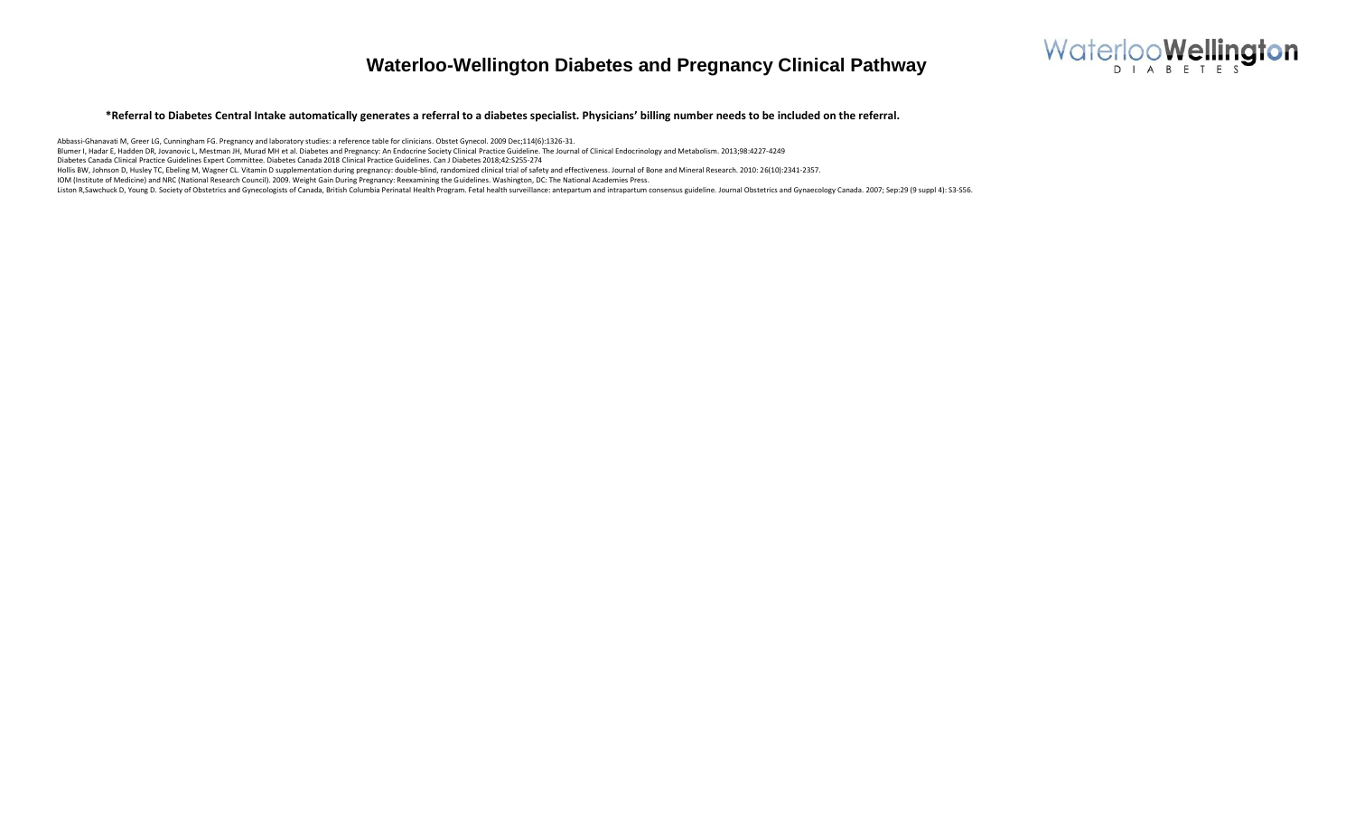# Waterloo-Wellington Diabetes and Pregnancy Clinical Pathway

**\*Referral to Diabetes Central Intake automatically generates a referral to a diabetes specialist. Physicians' billing number needs to be included on the referral.**

Abbassi-Ghanavati M, Greer LG, Cunningham FG. Pregnancy and laboratory studies: a reference table for clinicians. Obstet Gynecol. 2009 Dec;114(6):1326-31.

Blumer I, Hadar E, Hadden DR, Jovanovic L, Mestman JH, Murad MH et al. Diabetes and Pregnancy: An Endocrine Society Clinical Practice Guideline. The Journal of Clinical Endocrinology and Metabolism. 2013;98:4227-4249

Diabetes Canada Clinical Practice Guidelines Expert Committee. Diabetes Canada 2018 Clinical Practice Guidelines. Can J Diabetes 2018;42:S255-274

Hollis BW, Johnson D, Husley TC, Ebeling M, Wagner CL. Vitamin D supplementation during pregnancy: double-blind, randomized clinical trial of safety and effectiveness. Journal of Bone and Mineral Research. 2010: 26(10):2341-2357.

IOM (Institute of Medicine) and NRC (National Research Council). 2009. Weight Gain During Pregnancy: Reexamining the Guidelines. Washington, DC: The National Academies Press.

Liston R,Sawchuck D, Young D. Society of Obstetrics and Gynecologists of Canada, British Columbia Perinatal Health Program. Fetal health surveillance: antepartum and intrapartum consensus guideline. Journal Obstetrics and Gynaecology Canada. 2007; Sep:29 (9 suppl 4): S3-S56.